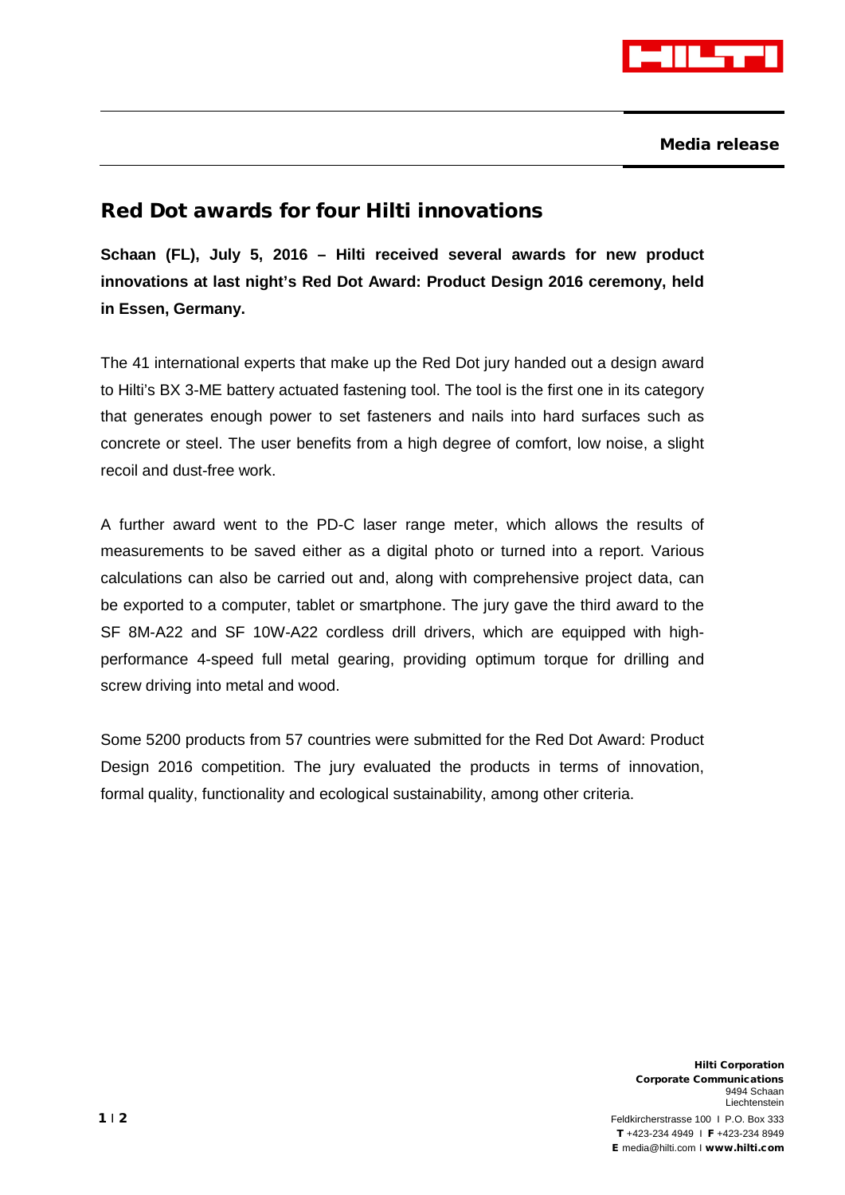Media release

# Red Dot awards for four Hilti innovations

**Schaan (FL), July 5, 2016 – Hilti received several awards for new product innovations at last night's Red Dot Award: Product Design 2016 ceremony, held in Essen, Germany.**

The 41 international experts that make up the Red Dot jury handed out a design award to Hilti's BX 3-ME battery actuated fastening tool. The tool is the first one in its category that generates enough power to set fasteners and nails into hard surfaces such as concrete or steel. The user benefits from a high degree of comfort, low noise, a slight recoil and dust-free work.

A further award went to the PD-C laser range meter, which allows the results of measurements to be saved either as a digital photo or turned into a report. Various calculations can also be carried out and, along with comprehensive project data, can be exported to a computer, tablet or smartphone. The jury gave the third award to the SF 8M-A22 and SF 10W-A22 cordless drill drivers, which are equipped with high-performance 4-speed full metal gearing, providing optimum torque for drilling and screw driving into metal and wood.

Some 5200 products from 57 countries were submitted for the Red Dot Award: Product Design 2016 competition. The jury evaluated the products in terms of innovation, formal quality, functionality and ecological sustainability, among other criteria.

**Hilti Corporation**
**Corporate Communications**
9494 Schaan
Liechtenstein

Feldkircherstrasse 100 I P.O. Box 333
**T** +423-234 4949 I **F** +423-234 8949
**E** media@hilti.com I **www.hilti.com**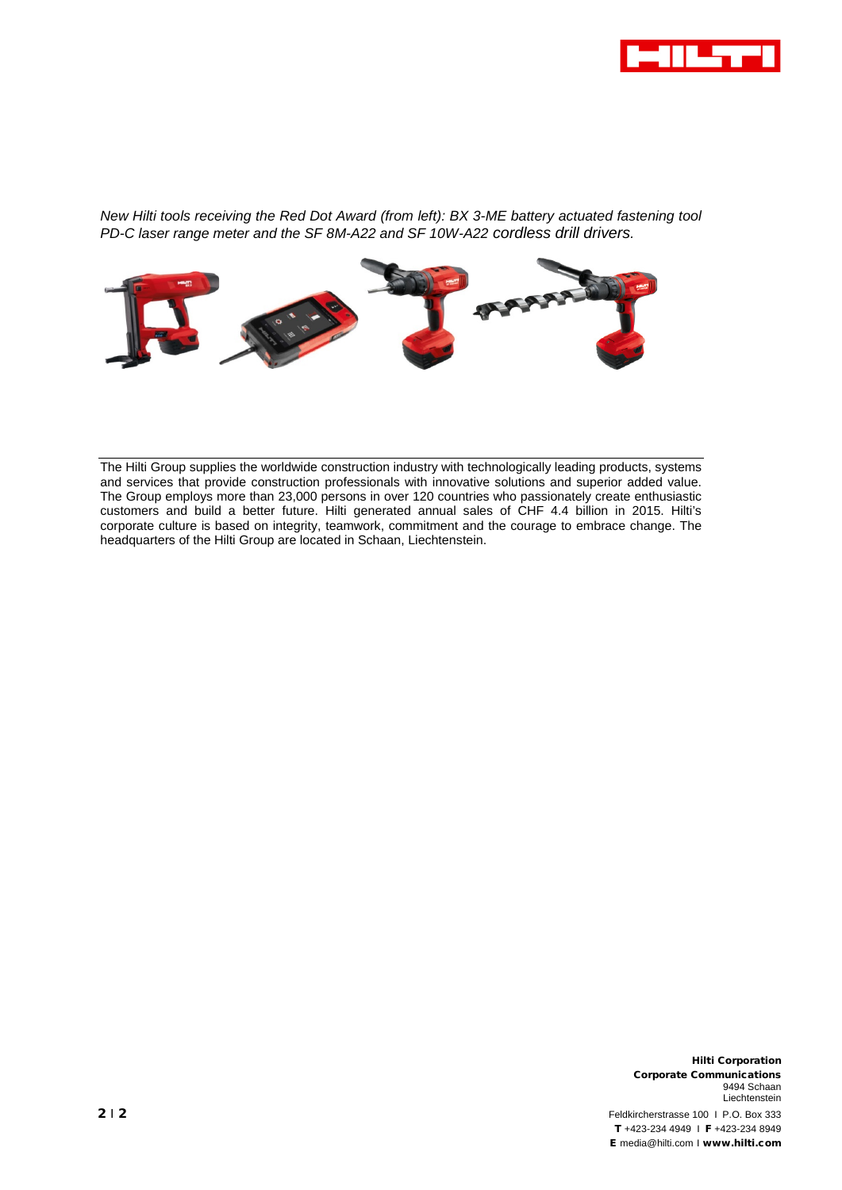*New Hilti tools receiving the Red Dot Award (from left): BX 3-ME battery actuated fastening tool PD-C laser range meter and the SF 8M-A22 and SF 10W-A22 cordless drill drivers.*

---

The Hilti Group supplies the worldwide construction industry with technologically leading products, systems and services that provide construction professionals with innovative solutions and superior added value. The Group employs more than 23,000 persons in over 120 countries who passionately create enthusiastic customers and build a better future. Hilti generated annual sales of CHF 4.4 billion in 2015. Hilti's corporate culture is based on integrity, teamwork, commitment and the courage to embrace change. The headquarters of the Hilti Group are located in Schaan, Liechtenstein.

**Hilti Corporation**
**Corporate Communications**
9494 Schaan
Liechtenstein

Feldkircherstrasse 100 I P.O. Box 333
**T** +423-234 4949 I **F** +423-234 8949
**E** media@hilti.com I **www.hilti.com**